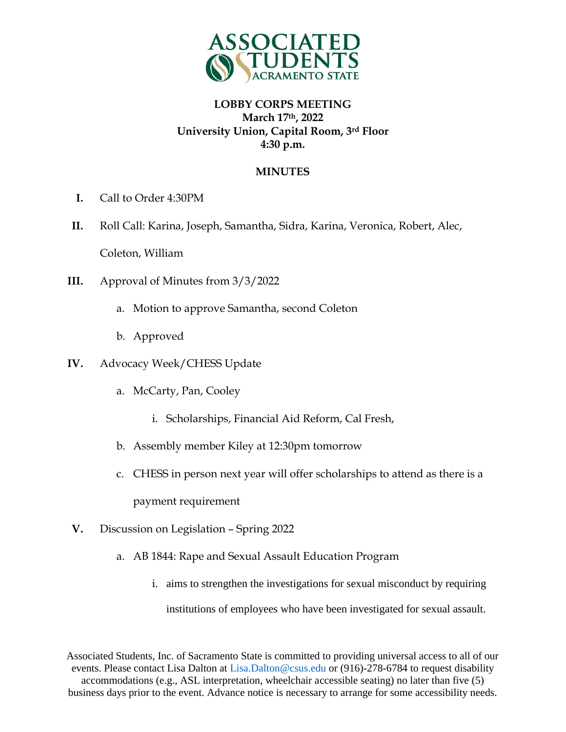**LOBBY CORPS MEETING**
**March 17th, 2022**
**University Union, Capital Room, 3rd Floor**
**4:30 p.m.**

## MINUTES

I. Call to Order 4:30PM

II. Roll Call: Karina, Joseph, Samantha, Sidra, Karina, Veronica, Robert, Alec, Coleton, William

III. Approval of Minutes from 3/3/2022

   a. Motion to approve Samantha, second Coleton

   b. Approved

IV. Advocacy Week/CHESS Update

   a. McCarty, Pan, Cooley

      i. Scholarships, Financial Aid Reform, Cal Fresh,

   b. Assembly member Kiley at 12:30pm tomorrow

   c. CHESS in person next year will offer scholarships to attend as there is a payment requirement

V. Discussion on Legislation – Spring 2022

   a. AB 1844: Rape and Sexual Assault Education Program

      i. aims to strengthen the investigations for sexual misconduct by requiring institutions of employees who have been investigated for sexual assault.

Associated Students, Inc. of Sacramento State is committed to providing universal access to all of our events. Please contact Lisa Dalton at Lisa.Dalton@csus.edu or (916)-278-6784 to request disability accommodations (e.g., ASL interpretation, wheelchair accessible seating) no later than five (5) business days prior to the event. Advance notice is necessary to arrange for some accessibility needs.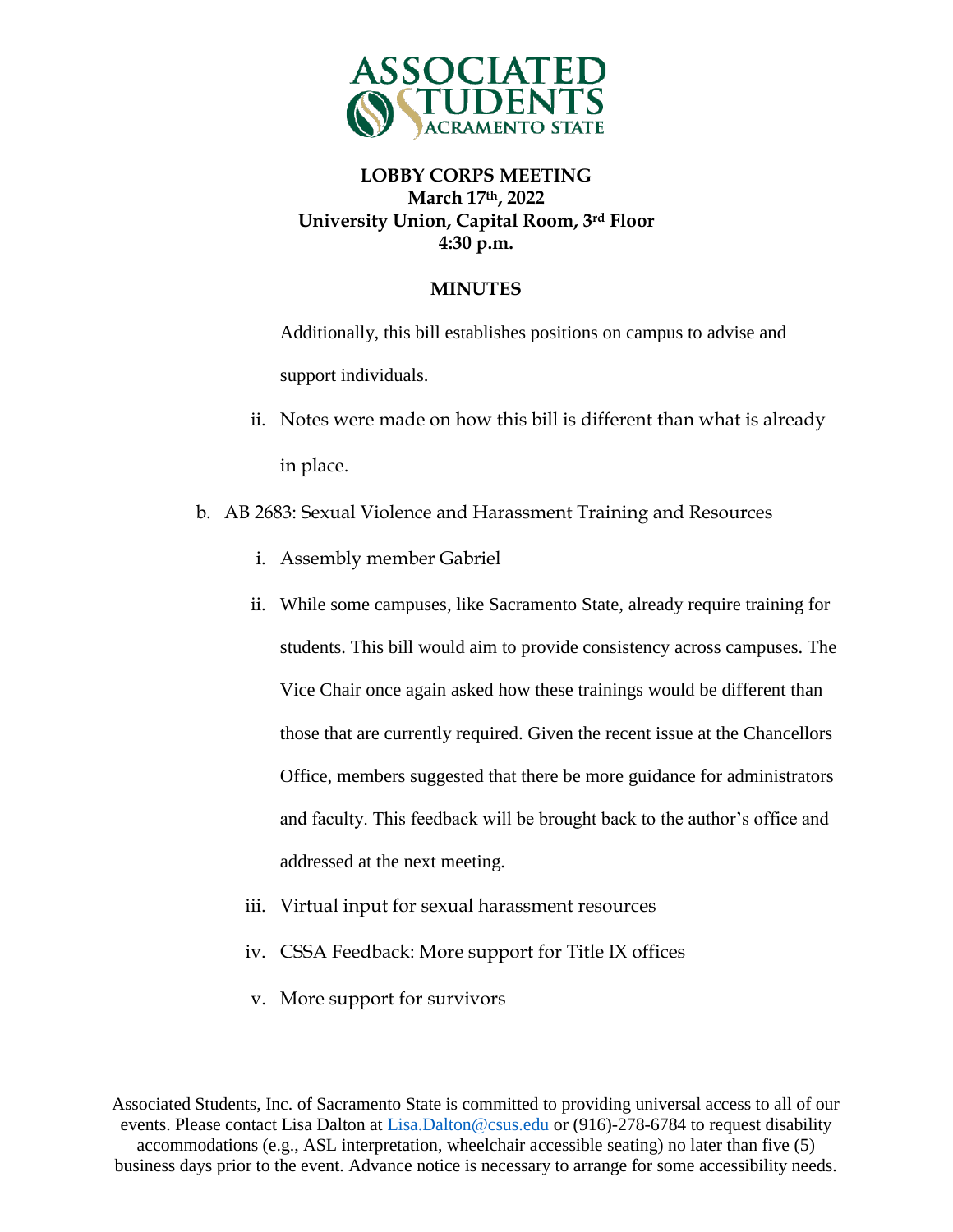**LOBBY CORPS MEETING**
**March 17th, 2022**
**University Union, Capital Room, 3rd Floor**
**4:30 p.m.**

**MINUTES**

Additionally, this bill establishes positions on campus to advise and support individuals.

   ii. Notes were made on how this bill is different than what is already in place.

b. AB 2683: Sexual Violence and Harassment Training and Resources

   i. Assembly member Gabriel

   ii. While some campuses, like Sacramento State, already require training for students. This bill would aim to provide consistency across campuses. The Vice Chair once again asked how these trainings would be different than those that are currently required. Given the recent issue at the Chancellors Office, members suggested that there be more guidance for administrators and faculty. This feedback will be brought back to the author's office and addressed at the next meeting.

   iii. Virtual input for sexual harassment resources

   iv. CSSA Feedback: More support for Title IX offices

   v. More support for survivors

Associated Students, Inc. of Sacramento State is committed to providing universal access to all of our events. Please contact Lisa Dalton at Lisa.Dalton@csus.edu or (916)-278-6784 to request disability accommodations (e.g., ASL interpretation, wheelchair accessible seating) no later than five (5) business days prior to the event. Advance notice is necessary to arrange for some accessibility needs.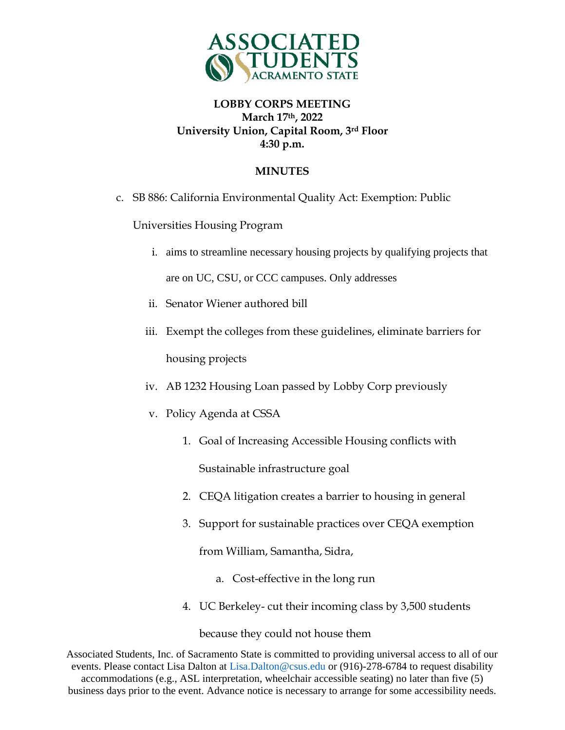**LOBBY CORPS MEETING**
**March 17th, 2022**
**University Union, Capital Room, 3rd Floor**
**4:30 p.m.**

**MINUTES**

c. SB 886: California Environmental Quality Act: Exemption: Public Universities Housing Program
   i. aims to streamline necessary housing projects by qualifying projects that are on UC, CSU, or CCC campuses. Only addresses
   ii. Senator Wiener authored bill
   iii. Exempt the colleges from these guidelines, eliminate barriers for housing projects
   iv. AB 1232 Housing Loan passed by Lobby Corp previously
   v. Policy Agenda at CSSA
      1. Goal of Increasing Accessible Housing conflicts with Sustainable infrastructure goal
      2. CEQA litigation creates a barrier to housing in general
      3. Support for sustainable practices over CEQA exemption from William, Samantha, Sidra,
         a. Cost-effective in the long run
      4. UC Berkeley- cut their incoming class by 3,500 students because they could not house them

Associated Students, Inc. of Sacramento State is committed to providing universal access to all of our events. Please contact Lisa Dalton at Lisa.Dalton@csus.edu or (916)-278-6784 to request disability accommodations (e.g., ASL interpretation, wheelchair accessible seating) no later than five (5) business days prior to the event. Advance notice is necessary to arrange for some accessibility needs.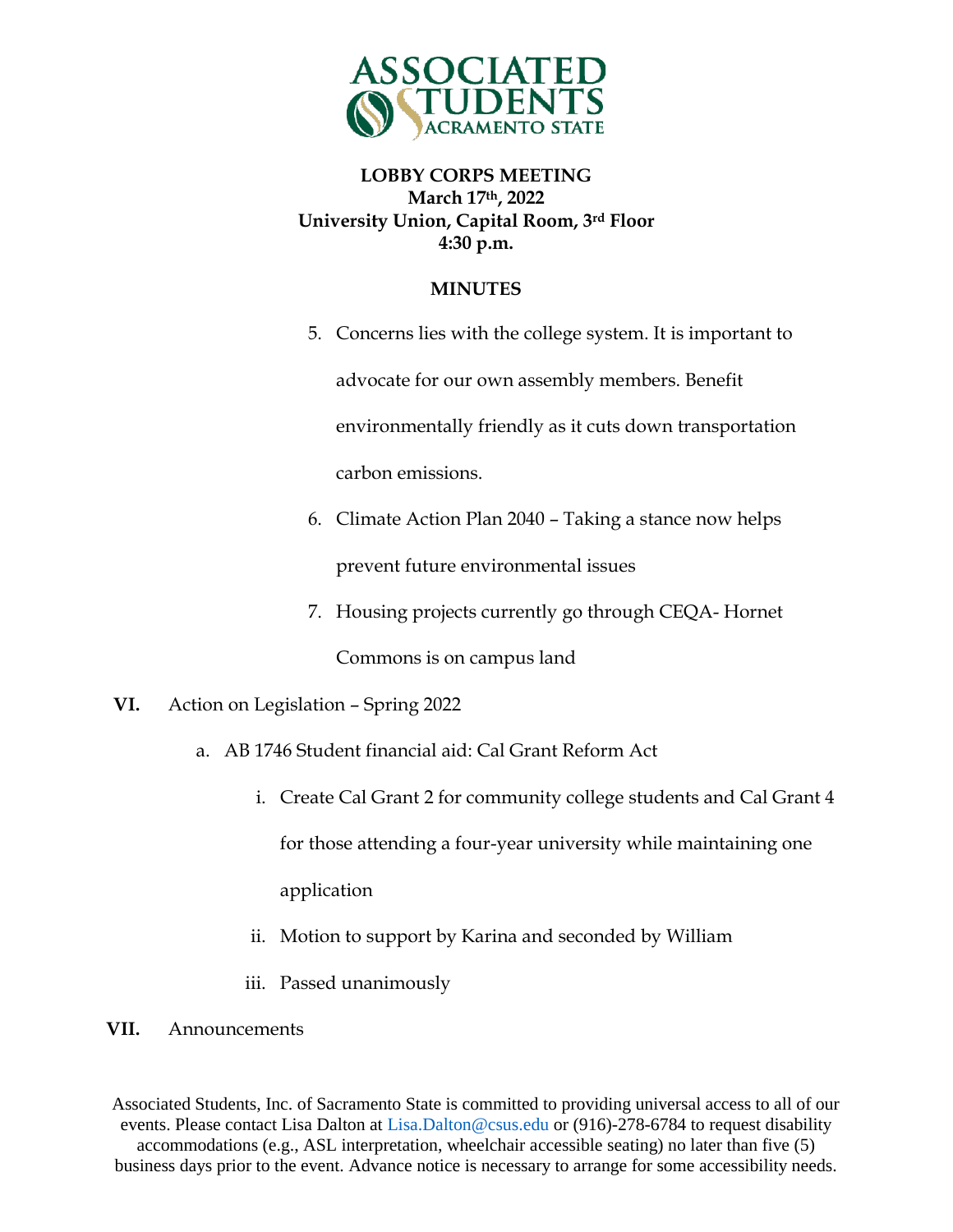**ASSOCIATED STUDENTS SACRAMENTO STATE**

**LOBBY CORPS MEETING**
**March 17th, 2022**
**University Union, Capital Room, 3rd Floor**
**4:30 p.m.**

**MINUTES**

5. Concerns lies with the college system. It is important to advocate for our own assembly members. Benefit environmentally friendly as it cuts down transportation carbon emissions.
6. Climate Action Plan 2040 – Taking a stance now helps prevent future environmental issues
7. Housing projects currently go through CEQA- Hornet Commons is on campus land

**VI.** Action on Legislation – Spring 2022

a. AB 1746 Student financial aid: Cal Grant Reform Act

i. Create Cal Grant 2 for community college students and Cal Grant 4 for those attending a four-year university while maintaining one application

ii. Motion to support by Karina and seconded by William

iii. Passed unanimously

**VII.** Announcements

Associated Students, Inc. of Sacramento State is committed to providing universal access to all of our events. Please contact Lisa Dalton at Lisa.Dalton@csus.edu or (916)-278-6784 to request disability accommodations (e.g., ASL interpretation, wheelchair accessible seating) no later than five (5) business days prior to the event. Advance notice is necessary to arrange for some accessibility needs.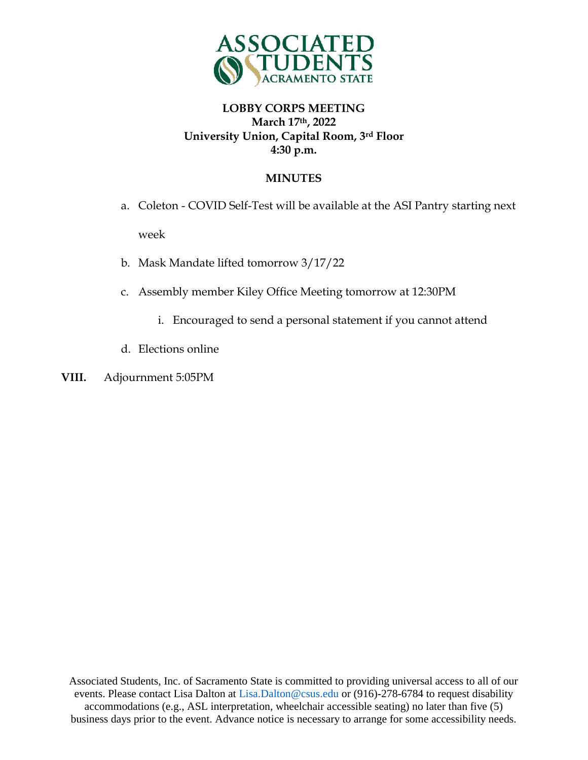**LOBBY CORPS MEETING**
**March 17th, 2022**
**University Union, Capital Room, 3rd Floor**
**4:30 p.m.**

**MINUTES**

a. Coleton - COVID Self-Test will be available at the ASI Pantry starting next week

b. Mask Mandate lifted tomorrow 3/17/22

c. Assembly member Kiley Office Meeting tomorrow at 12:30PM

   i. Encouraged to send a personal statement if you cannot attend

d. Elections online

**VIII.** Adjournment 5:05PM

Associated Students, Inc. of Sacramento State is committed to providing universal access to all of our events. Please contact Lisa Dalton at Lisa.Dalton@csus.edu or (916)-278-6784 to request disability accommodations (e.g., ASL interpretation, wheelchair accessible seating) no later than five (5) business days prior to the event. Advance notice is necessary to arrange for some accessibility needs.